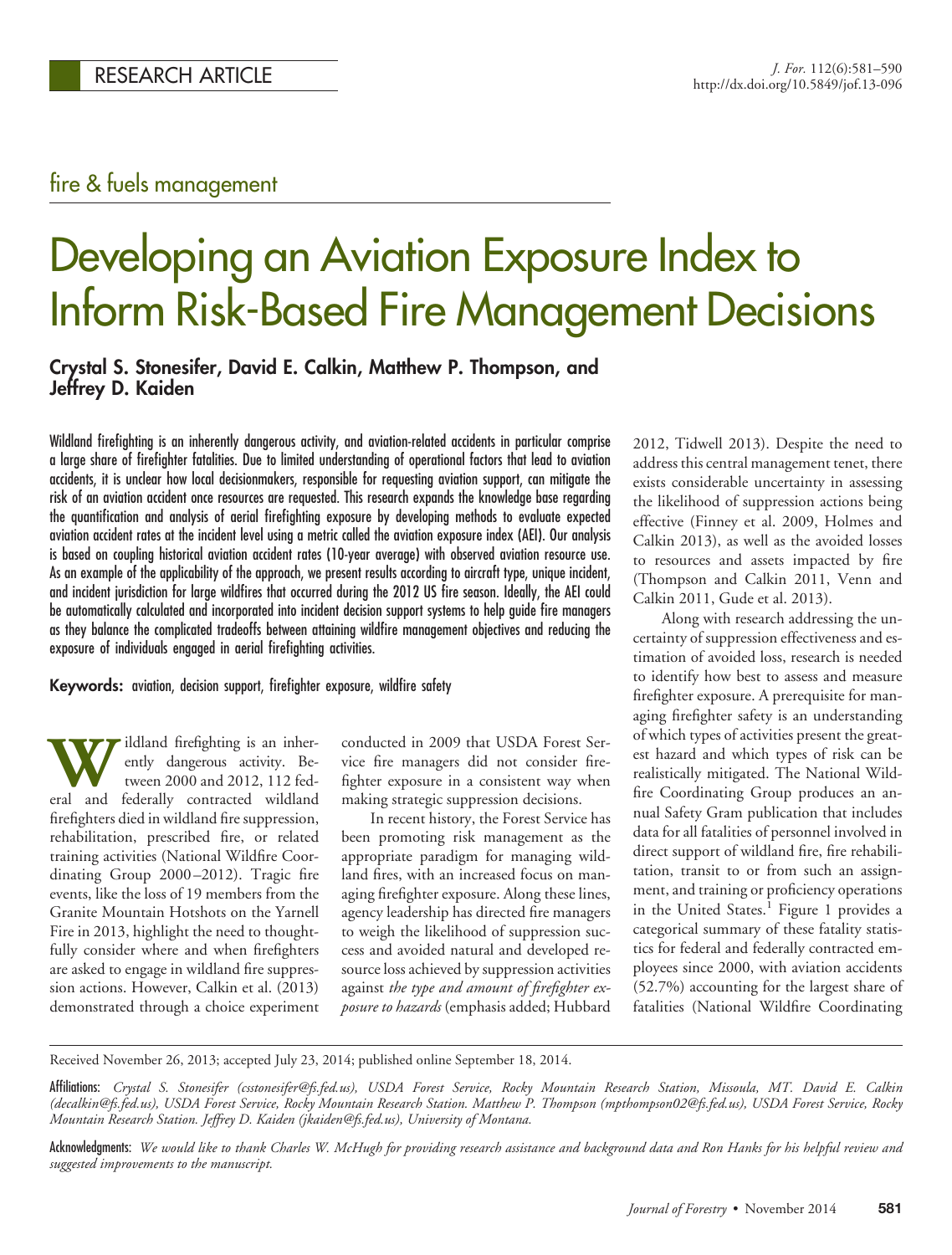RESEARCH ARTICLE

fire & fuels management

# Developing an Aviation Exposure Index to Inform Risk-Based Fire Management Decisions

**Crystal S. Stonesifer, David E. Calkin, Matthew P. Thompson, and Jeffrey D. Kaiden**

Wildland firefighting is an inherently dangerous activity, and aviation-related accidents in particular comprise a large share of firefighter fatalities. Due to limited understanding of operational factors that lead to aviation accidents, it is unclear how local decisionmakers, responsible for requesting aviation support, can mitigate the risk of an aviation accident once resources are requested. This research expands the knowledge base regarding the quantification and analysis of aerial firefighting exposure by developing methods to evaluate expected aviation accident rates at the incident level using a metric called the aviation exposure index (AEI). Our analysis is based on coupling historical aviation accident rates (10-year average) with observed aviation resource use. As an example of the applicability of the approach, we present results according to aircraft type, unique incident, and incident jurisdiction for large wildfires that occurred during the 2012 US fire season. Ideally, the AEI could be automatically calculated and incorporated into incident decision support systems to help guide fire managers as they balance the complicated tradeoffs between attaining wildfire management objectives and reducing the exposure of individuals engaged in aerial firefighting activities.

**Keywords:** aviation, decision support, firefighter exposure, wildfire safety

Wildland firefighting is an inherently dangerous activity. Between 2000 and 2012, 112 federal and federally contracted wildland firefighters died in wildland fire suppression, rehabilitation, prescribed fire, or related training activities (National Wildfire Coordinating Group 2000–2012). Tragic fire events, like the loss of 19 members from the Granite Mountain Hotshots on the Yarnell Fire in 2013, highlight the need to thoughtfully consider where and when firefighters are asked to engage in wildland fire suppression actions. However, Calkin et al. (2013) demonstrated through a choice experiment conducted in 2009 that USDA Forest Service fire managers did not consider firefighter exposure in a consistent way when making strategic suppression decisions.

In recent history, the Forest Service has been promoting risk management as the appropriate paradigm for managing wildland fires, with an increased focus on managing firefighter exposure. Along these lines, agency leadership has directed fire managers to weigh the likelihood of suppression success and avoided natural and developed resource loss achieved by suppression activities against *the type and amount of firefighter exposure to hazards* (emphasis added; Hubbard 2012, Tidwell 2013). Despite the need to address this central management tenet, there exists considerable uncertainty in assessing the likelihood of suppression actions being effective (Finney et al. 2009, Holmes and Calkin 2013), as well as the avoided losses to resources and assets impacted by fire (Thompson and Calkin 2011, Venn and Calkin 2011, Gude et al. 2013).

Along with research addressing the uncertainty of suppression effectiveness and estimation of avoided loss, research is needed to identify how best to assess and measure firefighter exposure. A prerequisite for managing firefighter safety is an understanding of which types of activities present the greatest hazard and which types of risk can be realistically mitigated. The National Wildfire Coordinating Group produces an annual Safety Gram publication that includes data for all fatalities of personnel involved in direct support of wildland fire, fire rehabilitation, transit to or from such an assignment, and training or proficiency operations in the United States.[1] Figure 1 provides a categorical summary of these fatality statistics for federal and federally contracted employees since 2000, with aviation accidents (52.7%) accounting for the largest share of fatalities (National Wildfire Coordinating

---

Received November 26, 2013; accepted July 23, 2014; published online September 18, 2014.

Affiliations: *Crystal S. Stonesifer (csstonesifer@fs.fed.us), USDA Forest Service, Rocky Mountain Research Station, Missoula, MT. David E. Calkin (decalkin@fs.fed.us), USDA Forest Service, Rocky Mountain Research Station. Matthew P. Thompson (mpthompson02@fs.fed.us), USDA Forest Service, Rocky Mountain Research Station. Jeffrey D. Kaiden (jkaiden@fs.fed.us), University of Montana.*

Acknowledgments: *We would like to thank Charles W. McHugh for providing research assistance and background data and Ron Hanks for his helpful review and suggested improvements to the manuscript.*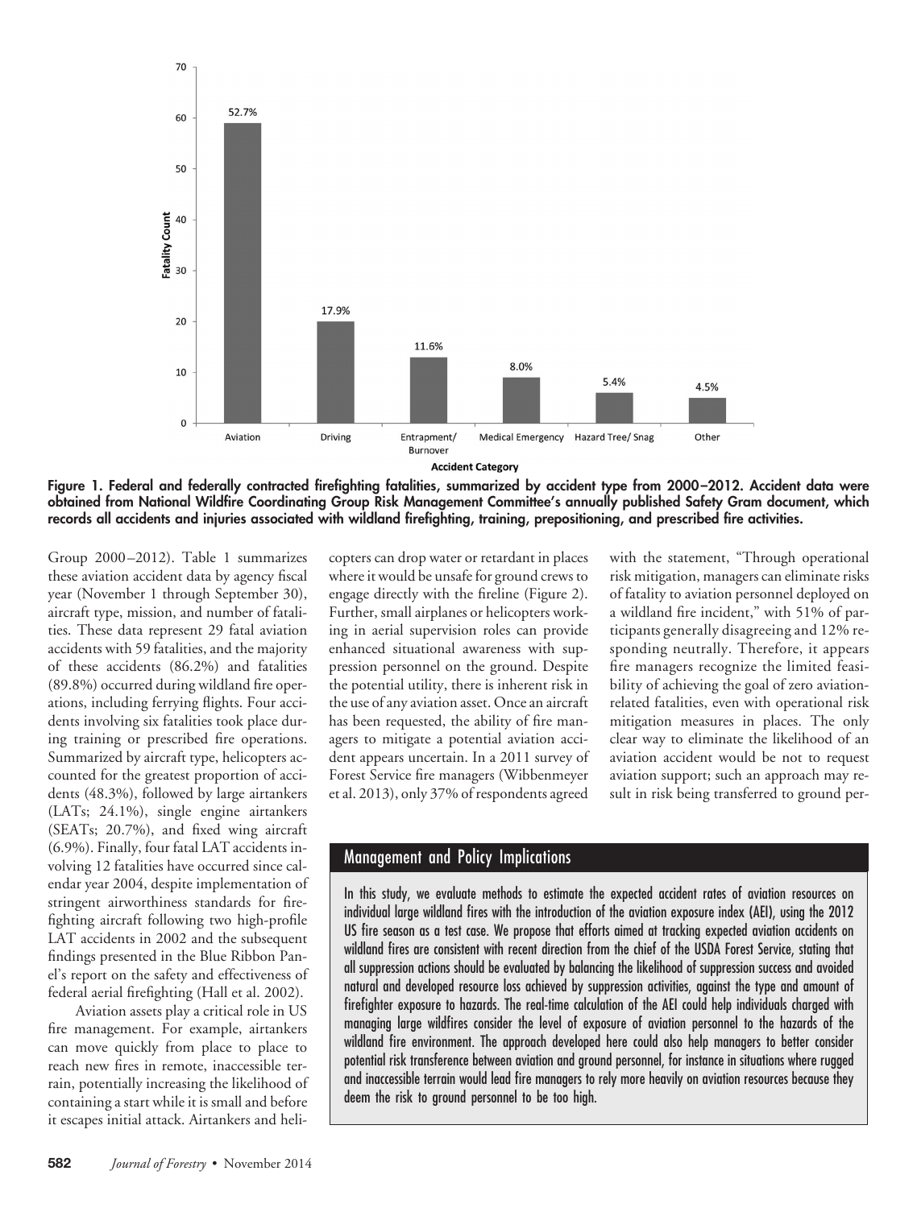Figure 1. Federal and federally contracted firefighting fatalities, summarized by accident type from 2000–2012. Accident data were obtained from National Wildfire Coordinating Group Risk Management Committee's annually published Safety Gram document, which records all accidents and injuries associated with wildland firefighting, training, prepositioning, and prescribed fire activities.

Group 2000–2012). Table 1 summarizes these aviation accident data by agency fiscal year (November 1 through September 30), aircraft type, mission, and number of fatalities. These data represent 29 fatal aviation accidents with 59 fatalities, and the majority of these accidents (86.2%) and fatalities (89.8%) occurred during wildland fire operations, including ferrying flights. Four accidents involving six fatalities took place during training or prescribed fire operations. Summarized by aircraft type, helicopters accounted for the greatest proportion of accidents (48.3%), followed by large airtankers (LATs; 24.1%), single engine airtankers (SEATs; 20.7%), and fixed wing aircraft (6.9%). Finally, four fatal LAT accidents involving 12 fatalities have occurred since calendar year 2004, despite implementation of stringent airworthiness standards for firefighting aircraft following two high-profile LAT accidents in 2002 and the subsequent findings presented in the Blue Ribbon Panel's report on the safety and effectiveness of federal aerial firefighting (Hall et al. 2002).

Aviation assets play a critical role in US fire management. For example, airtankers can move quickly from place to place to reach new fires in remote, inaccessible terrain, potentially increasing the likelihood of containing a start while it is small and before it escapes initial attack. Airtankers and helicopters can drop water or retardant in places where it would be unsafe for ground crews to engage directly with the fireline (Figure 2). Further, small airplanes or helicopters working in aerial supervision roles can provide enhanced situational awareness with suppression personnel on the ground. Despite the potential utility, there is inherent risk in the use of any aviation asset. Once an aircraft has been requested, the ability of fire managers to mitigate a potential aviation accident appears uncertain. In a 2011 survey of Forest Service fire managers (Wibbenmeyer et al. 2013), only 37% of respondents agreed with the statement, "Through operational risk mitigation, managers can eliminate risks of fatality to aviation personnel deployed on a wildland fire incident," with 51% of participants generally disagreeing and 12% responding neutrally. Therefore, it appears fire managers recognize the limited feasibility of achieving the goal of zero aviation-related fatalities, even with operational risk mitigation measures in places. The only clear way to eliminate the likelihood of an aviation accident would be not to request aviation support; such an approach may result in risk being transferred to ground per-

## Management and Policy Implications

In this study, we evaluate methods to estimate the expected accident rates of aviation resources on individual large wildland fires with the introduction of the aviation exposure index (AEI), using the 2012 US fire season as a test case. We propose that efforts aimed at tracking expected aviation accidents on wildland fires are consistent with recent direction from the chief of the USDA Forest Service, stating that all suppression actions should be evaluated by balancing the likelihood of suppression success and avoided natural and developed resource loss achieved by suppression activities, against the type and amount of firefighter exposure to hazards. The real-time calculation of the AEI could help individuals charged with managing large wildfires consider the level of exposure of aviation personnel to the hazards of the wildland fire environment. The approach developed here could also help managers to better consider potential risk transference between aviation and ground personnel, for instance in situations where rugged and inaccessible terrain would lead fire managers to rely more heavily on aviation resources because they deem the risk to ground personnel to be too high.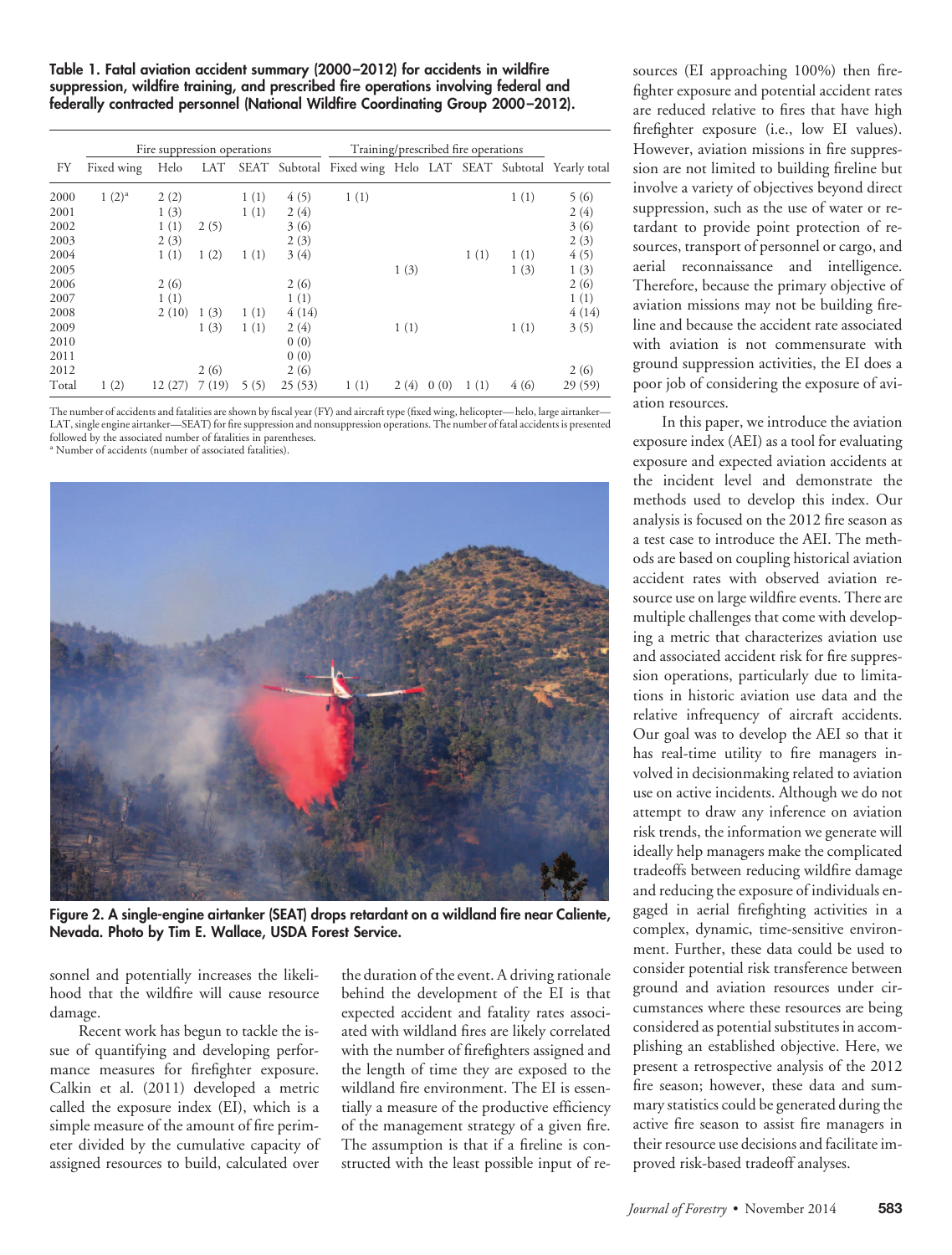**Table 1. Fatal aviation accident summary (2000–2012) for accidents in wildfire suppression, wildfire training, and prescribed fire operations involving federal and federally contracted personnel (National Wildfire Coordinating Group 2000–2012).**

| | Fire suppression operations | | | | | Training/prescribed fire operations | | | | | |
|---|---|---|---|---|---|---|---|---|---|---|---|
| FY | Fixed wing | Helo | LAT | SEAT | Subtotal | Fixed wing | Helo | LAT | SEAT | Subtotal | Yearly total |
| 2000 | 1 (2)[a] | 2 (2) | | 1 (1) | 4 (5) | 1 (1) | | | | 1 (1) | 5 (6) |
| 2001 | | 1 (3) | | 1 (1) | 2 (4) | | | | | | 2 (4) |
| 2002 | | 1 (1) | 2 (5) | | 3 (6) | | | | | | 3 (6) |
| 2003 | | 2 (3) | | | 2 (3) | | | | | | 2 (3) |
| 2004 | | 1 (1) | 1 (2) | 1 (1) | 3 (4) | | | | 1 (1) | 1 (1) | 4 (5) |
| 2005 | | | | | | | 1 (3) | | | 1 (3) | 1 (3) |
| 2006 | | 2 (6) | | | 2 (6) | | | | | | 2 (6) |
| 2007 | | 1 (1) | | | 1 (1) | | | | | | 1 (1) |
| 2008 | | 2 (10) | 1 (3) | 1 (1) | 4 (14) | | | | | | 4 (14) |
| 2009 | | | 1 (3) | 1 (1) | 2 (4) | | 1 (1) | | | 1 (1) | 3 (5) |
| 2010 | | | | | 0 (0) | | | | | | |
| 2011 | | | | | 0 (0) | | | | | | |
| 2012 | | | 2 (6) | | 2 (6) | | | | | | 2 (6) |
| Total | 1 (2) | 12 (27) | 7 (19) | 5 (5) | 25 (53) | 1 (1) | 2 (4) | 0 (0) | 1 (1) | 4 (6) | 29 (59) |

The number of accidents and fatalities are shown by fiscal year (FY) and aircraft type (fixed wing, helicopter—helo, large airtanker—LAT, single engine airtanker—SEAT) for fire suppression and nonsuppression operations. The number of fatal accidents is presented followed by the associated number of fatalities in parentheses.

[a] Number of accidents (number of associated fatalities).

Figure 2. A single-engine airtanker (SEAT) drops retardant on a wildland fire near Caliente, Nevada. Photo by Tim E. Wallace, USDA Forest Service.

sonnel and potentially increases the likelihood that the wildfire will cause resource damage.

Recent work has begun to tackle the issue of quantifying and developing performance measures for firefighter exposure. Calkin et al. (2011) developed a metric called the exposure index (EI), which is a simple measure of the amount of fire perimeter divided by the cumulative capacity of assigned resources to build, calculated over the duration of the event. A driving rationale behind the development of the EI is that expected accident and fatality rates associated with wildland fires are likely correlated with the number of firefighters assigned and the length of time they are exposed to the wildland fire environment. The EI is essentially a measure of the productive efficiency of the management strategy of a given fire. The assumption is that if a fireline is constructed with the least possible input of resources (EI approaching 100%) then firefighter exposure and potential accident rates are reduced relative to fires that have high firefighter exposure (i.e., low EI values). However, aviation missions in fire suppression are not limited to building fireline but involve a variety of objectives beyond direct suppression, such as the use of water or retardant to provide point protection of resources, transport of personnel or cargo, and aerial reconnaissance and intelligence. Therefore, because the primary objective of aviation missions may not be building fireline and because the accident rate associated with aviation is not commensurate with ground suppression activities, the EI does a poor job of considering the exposure of aviation resources.

In this paper, we introduce the aviation exposure index (AEI) as a tool for evaluating exposure and expected aviation accidents at the incident level and demonstrate the methods used to develop this index. Our analysis is focused on the 2012 fire season as a test case to introduce the AEI. The methods are based on coupling historical aviation accident rates with observed aviation resource use on large wildfire events. There are multiple challenges that come with developing a metric that characterizes aviation use and associated accident risk for fire suppression operations, particularly due to limitations in historic aviation use data and the relative infrequency of aircraft accidents. Our goal was to develop the AEI so that it has real-time utility to fire managers involved in decisionmaking related to aviation use on active incidents. Although we do not attempt to draw any inference on aviation risk trends, the information we generate will ideally help managers make the complicated tradeoffs between reducing wildfire damage and reducing the exposure of individuals engaged in aerial firefighting activities in a complex, dynamic, time-sensitive environment. Further, these data could be used to consider potential risk transference between ground and aviation resources under circumstances where these resources are being considered as potential substitutes in accomplishing an established objective. Here, we present a retrospective analysis of the 2012 fire season; however, these data and summary statistics could be generated during the active fire season to assist fire managers in their resource use decisions and facilitate improved risk-based tradeoff analyses.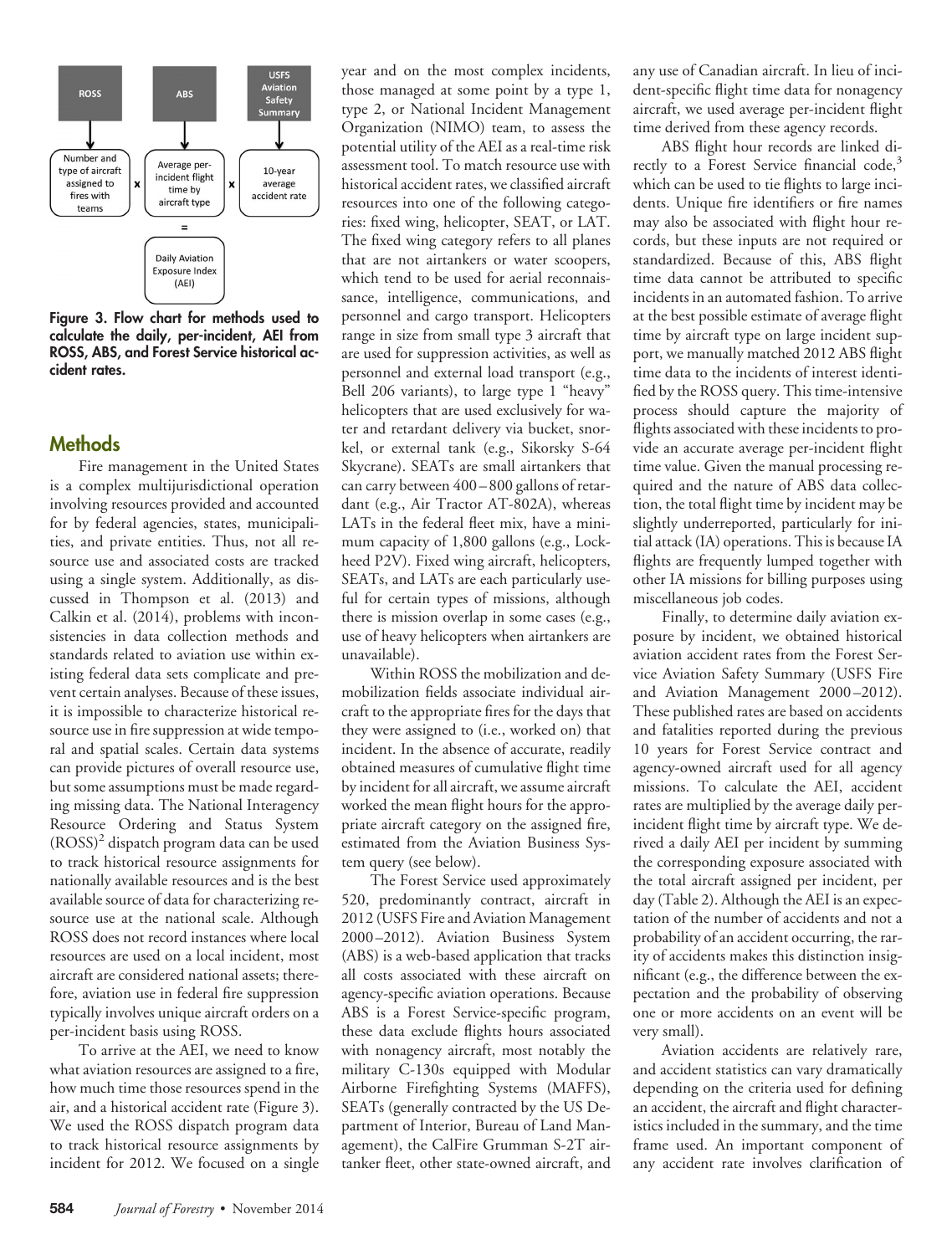ROSS → Number and type of aircraft assigned to fires with teams

ABS → Average per-incident flight time by aircraft type

USFS Aviation Safety Summary → 10-year average accident rate

Number and type of aircraft assigned to fires with teams × Average per-incident flight time by aircraft type × 10-year average accident rate = Daily Aviation Exposure Index (AEI)

**Figure 3. Flow chart for methods used to calculate the daily, per-incident, AEI from ROSS, ABS, and Forest Service historical accident rates.**

## Methods

Fire management in the United States is a complex multijurisdictional operation involving resources provided and accounted for by federal agencies, states, municipalities, and private entities. Thus, not all resource use and associated costs are tracked using a single system. Additionally, as discussed in Thompson et al. (2013) and Calkin et al. (2014), problems with inconsistencies in data collection methods and standards related to aviation use within existing federal data sets complicate and prevent certain analyses. Because of these issues, it is impossible to characterize historical resource use in fire suppression at wide temporal and spatial scales. Certain data systems can provide pictures of overall resource use, but some assumptions must be made regarding missing data. The National Interagency Resource Ordering and Status System (ROSS)[2] dispatch program data can be used to track historical resource assignments for nationally available resources and is the best available source of data for characterizing resource use at the national scale. Although ROSS does not record instances where local resources are used on a local incident, most aircraft are considered national assets; therefore, aviation use in federal fire suppression typically involves unique aircraft orders on a per-incident basis using ROSS.

To arrive at the AEI, we need to know what aviation resources are assigned to a fire, how much time those resources spend in the air, and a historical accident rate (Figure 3). We used the ROSS dispatch program data to track historical resource assignments by incident for 2012. We focused on a single year and on the most complex incidents, those managed at some point by a type 1, type 2, or National Incident Management Organization (NIMO) team, to assess the potential utility of the AEI as a real-time risk assessment tool. To match resource use with historical accident rates, we classified aircraft resources into one of the following categories: fixed wing, helicopter, SEAT, or LAT. The fixed wing category refers to all planes that are not airtankers or water scoopers, which tend to be used for aerial reconnaissance, intelligence, communications, and personnel and cargo transport. Helicopters range in size from small type 3 aircraft that are used for suppression activities, as well as personnel and external load transport (e.g., Bell 206 variants), to large type 1 "heavy" helicopters that are used exclusively for water and retardant delivery via bucket, snorkel, or external tank (e.g., Sikorsky S-64 Skycrane). SEATs are small airtankers that can carry between 400–800 gallons of retardant (e.g., Air Tractor AT-802A), whereas LATs in the federal fleet mix, have a minimum capacity of 1,800 gallons (e.g., Lockheed P2V). Fixed wing aircraft, helicopters, SEATs, and LATs are each particularly useful for certain types of missions, although there is mission overlap in some cases (e.g., use of heavy helicopters when airtankers are unavailable).

Within ROSS the mobilization and demobilization fields associate individual aircraft to the appropriate fires for the days that they were assigned to (i.e., worked on) that incident. In the absence of accurate, readily obtained measures of cumulative flight time by incident for all aircraft, we assume aircraft worked the mean flight hours for the appropriate aircraft category on the assigned fire, estimated from the Aviation Business System query (see below).

The Forest Service used approximately 520, predominantly contract, aircraft in 2012 (USFS Fire and Aviation Management 2000–2012). Aviation Business System (ABS) is a web-based application that tracks all costs associated with these aircraft on agency-specific aviation operations. Because ABS is a Forest Service-specific program, these data exclude flights hours associated with nonagency aircraft, most notably the military C-130s equipped with Modular Airborne Firefighting Systems (MAFFS), SEATs (generally contracted by the US Department of Interior, Bureau of Land Management), the CalFire Grumman S-2T airtanker fleet, other state-owned aircraft, and any use of Canadian aircraft. In lieu of incident-specific flight time data for nonagency aircraft, we used average per-incident flight time derived from these agency records.

ABS flight hour records are linked directly to a Forest Service financial code,[3] which can be used to tie flights to large incidents. Unique fire identifiers or fire names may also be associated with flight hour records, but these inputs are not required or standardized. Because of this, ABS flight time data cannot be attributed to specific incidents in an automated fashion. To arrive at the best possible estimate of average flight time by aircraft type on large incident support, we manually matched 2012 ABS flight time data to the incidents of interest identified by the ROSS query. This time-intensive process should capture the majority of flights associated with these incidents to provide an accurate average per-incident flight time value. Given the manual processing required and the nature of ABS data collection, the total flight time by incident may be slightly underreported, particularly for initial attack (IA) operations. This is because IA flights are frequently lumped together with other IA missions for billing purposes using miscellaneous job codes.

Finally, to determine daily aviation exposure by incident, we obtained historical aviation accident rates from the Forest Service Aviation Safety Summary (USFS Fire and Aviation Management 2000–2012). These published rates are based on accidents and fatalities reported during the previous 10 years for Forest Service contract and agency-owned aircraft used for all agency missions. To calculate the AEI, accident rates are multiplied by the average daily per-incident flight time by aircraft type. We derived a daily AEI per incident by summing the corresponding exposure associated with the total aircraft assigned per incident, per day (Table 2). Although the AEI is an expectation of the number of accidents and not a probability of an accident occurring, the rarity of accidents makes this distinction insignificant (e.g., the difference between the expectation and the probability of observing one or more accidents on an event will be very small).

Aviation accidents are relatively rare, and accident statistics can vary dramatically depending on the criteria used for defining an accident, the aircraft and flight characteristics included in the summary, and the time frame used. An important component of any accident rate involves clarification of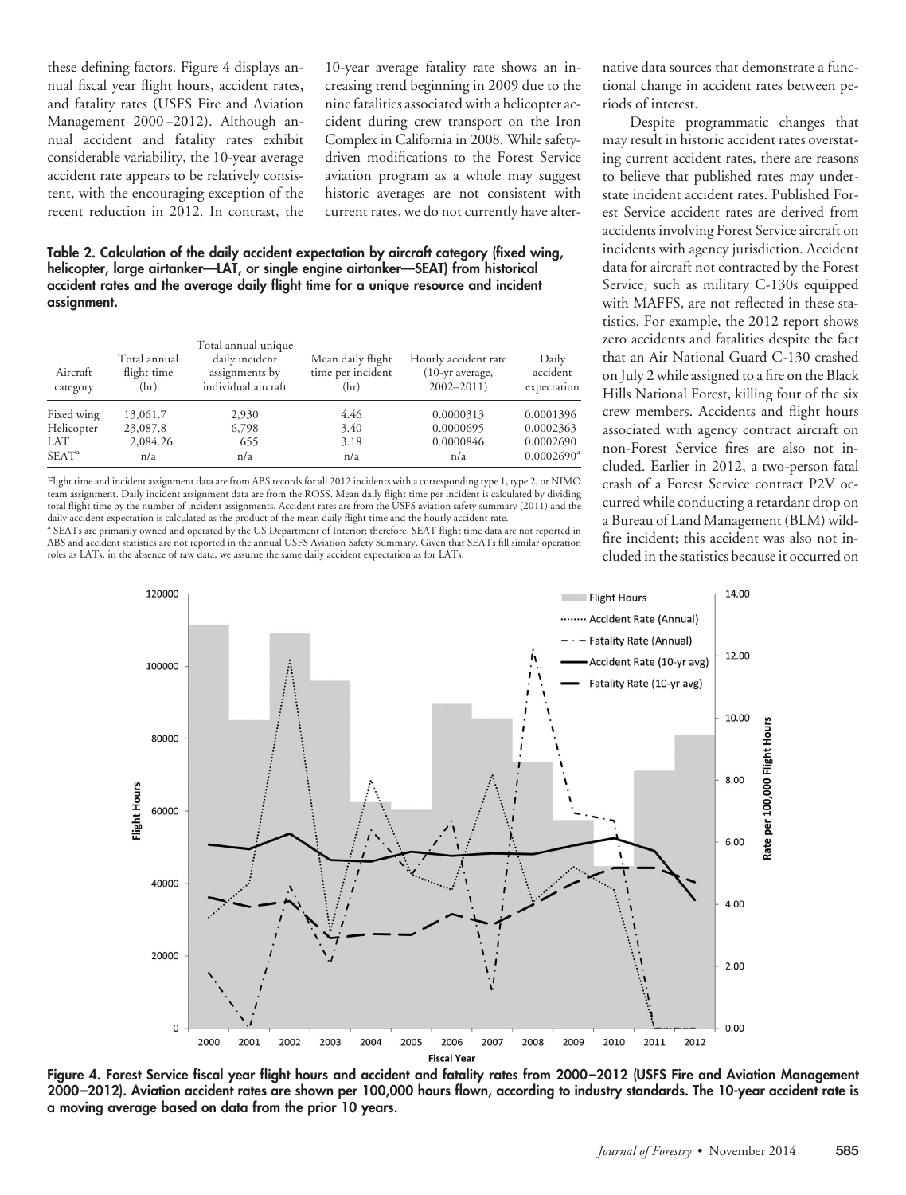these defining factors. Figure 4 displays annual fiscal year flight hours, accident rates, and fatality rates (USFS Fire and Aviation Management 2000–2012). Although annual accident and fatality rates exhibit considerable variability, the 10-year average accident rate appears to be relatively consistent, with the encouraging exception of the recent reduction in 2012. In contrast, the 10-year average fatality rate shows an increasing trend beginning in 2009 due to the nine fatalities associated with a helicopter accident during crew transport on the Iron Complex in California in 2008. While safety-driven modifications to the Forest Service aviation program as a whole may suggest historic averages are not consistent with current rates, we do not currently have alternative data sources that demonstrate a functional change in accident rates between periods of interest.

Despite programmatic changes that may result in historic accident rates overstating current accident rates, there are reasons to believe that published rates may understate incident accident rates. Published Forest Service accident rates are derived from accidents involving Forest Service aircraft on incidents with agency jurisdiction. Accident data for aircraft not contracted by the Forest Service, such as military C-130s equipped with MAFFS, are not reflected in these statistics. For example, the 2012 report shows zero accidents and fatalities despite the fact that an Air National Guard C-130 crashed on July 2 while assigned to a fire on the Black Hills National Forest, killing four of the six crew members. Accidents and flight hours associated with agency contract aircraft on non-Forest Service fires are also not included. Earlier in 2012, a two-person fatal crash of a Forest Service contract P2V occurred while conducting a retardant drop on a Bureau of Land Management (BLM) wildfire incident; this accident was also not included in the statistics because it occurred on

**Table 2. Calculation of the daily accident expectation by aircraft category (fixed wing, helicopter, large airtanker—LAT, or single engine airtanker—SEAT) from historical accident rates and the average daily flight time for a unique resource and incident assignment.**

| Aircraft category | Total annual flight time (hr) | Total annual unique daily incident assignments by individual aircraft | Mean daily flight time per incident (hr) | Hourly accident rate (10-yr average, 2002–2011) | Daily accident expectation |
|---|---|---|---|---|---|
| Fixed wing | 13,061.7 | 2,930 | 4.46 | 0.0000313 | 0.0001396 |
| Helicopter | 23,087.8 | 6,798 | 3.40 | 0.0000695 | 0.0002363 |
| LAT | 2,084.26 | 655 | 3.18 | 0.0000846 | 0.0002690 |
| SEAT[a] | n/a | n/a | n/a | n/a | 0.0002690[a] |

Flight time and incident assignment data are from ABS records for all 2012 incidents with a corresponding type 1, type 2, or NIMO team assignment. Daily incident assignment data are from the ROSS. Mean daily flight time per incident is calculated by dividing total flight time by the number of incident assignments. Accident rates are from the USFS aviation safety summary (2011) and the daily accident expectation is calculated as the product of the mean daily flight time and the hourly accident rate.

[a] SEATs are primarily owned and operated by the US Department of Interior; therefore, SEAT flight time data are not reported in ABS and accident statistics are not reported in the annual USFS Aviation Safety Summary. Given that SEATs fill similar operation roles as LATs, in the absence of raw data, we assume the same daily accident expectation as for LATs.

**Figure 4. Forest Service fiscal year flight hours and accident and fatality rates from 2000–2012 (USFS Fire and Aviation Management 2000–2012). Aviation accident rates are shown per 100,000 hours flown, according to industry standards. The 10-year accident rate is a moving average based on data from the prior 10 years.**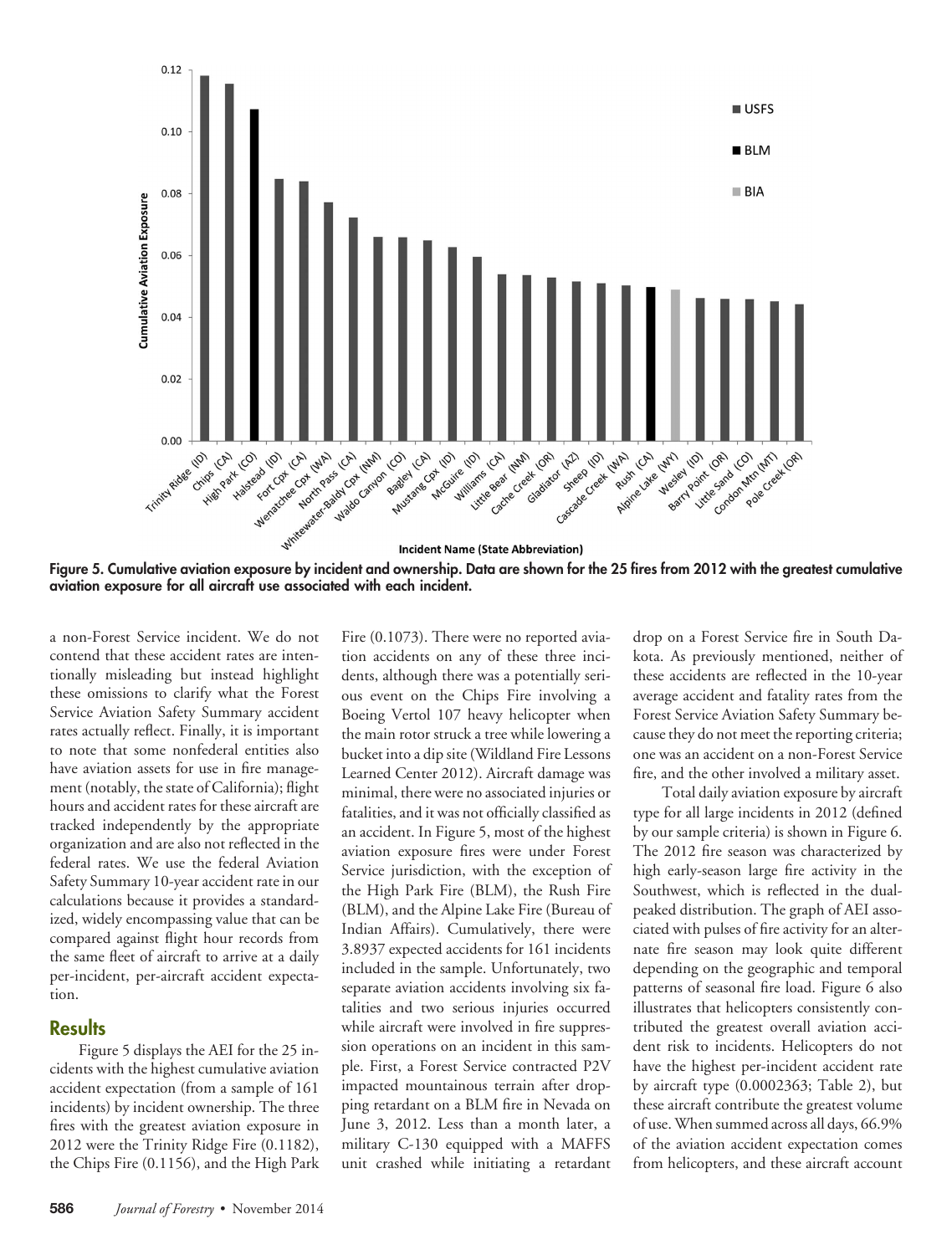Figure 5. Cumulative aviation exposure by incident and ownership. Data are shown for the 25 fires from 2012 with the greatest cumulative aviation exposure for all aircraft use associated with each incident.

a non-Forest Service incident. We do not contend that these accident rates are intentionally misleading but instead highlight these omissions to clarify what the Forest Service Aviation Safety Summary accident rates actually reflect. Finally, it is important to note that some nonfederal entities also have aviation assets for use in fire management (notably, the state of California); flight hours and accident rates for these aircraft are tracked independently by the appropriate organization and are also not reflected in the federal rates. We use the federal Aviation Safety Summary 10-year accident rate in our calculations because it provides a standardized, widely encompassing value that can be compared against flight hour records from the same fleet of aircraft to arrive at a daily per-incident, per-aircraft accident expectation.

## Results

Figure 5 displays the AEI for the 25 incidents with the highest cumulative aviation accident expectation (from a sample of 161 incidents) by incident ownership. The three fires with the greatest aviation exposure in 2012 were the Trinity Ridge Fire (0.1182), the Chips Fire (0.1156), and the High Park Fire (0.1073). There were no reported aviation accidents on any of these three incidents, although there was a potentially serious event on the Chips Fire involving a Boeing Vertol 107 heavy helicopter when the main rotor struck a tree while lowering a bucket into a dip site (Wildland Fire Lessons Learned Center 2012). Aircraft damage was minimal, there were no associated injuries or fatalities, and it was not officially classified as an accident. In Figure 5, most of the highest aviation exposure fires were under Forest Service jurisdiction, with the exception of the High Park Fire (BLM), the Rush Fire (BLM), and the Alpine Lake Fire (Bureau of Indian Affairs). Cumulatively, there were 3.8937 expected accidents for 161 incidents included in the sample. Unfortunately, two separate aviation accidents involving six fatalities and two serious injuries occurred while aircraft were involved in fire suppression operations on an incident in this sample. First, a Forest Service contracted P2V impacted mountainous terrain after dropping retardant on a BLM fire in Nevada on June 3, 2012. Less than a month later, a military C-130 equipped with a MAFFS unit crashed while initiating a retardant drop on a Forest Service fire in South Dakota. As previously mentioned, neither of these accidents are reflected in the 10-year average accident and fatality rates from the Forest Service Aviation Safety Summary because they do not meet the reporting criteria; one was an accident on a non-Forest Service fire, and the other involved a military asset.

Total daily aviation exposure by aircraft type for all large incidents in 2012 (defined by our sample criteria) is shown in Figure 6. The 2012 fire season was characterized by high early-season large fire activity in the Southwest, which is reflected in the dual-peaked distribution. The graph of AEI associated with pulses of fire activity for an alternate fire season may look quite different depending on the geographic and temporal patterns of seasonal fire load. Figure 6 also illustrates that helicopters consistently contributed the greatest overall aviation accident risk to incidents. Helicopters do not have the highest per-incident accident rate by aircraft type (0.0002363; Table 2), but these aircraft contribute the greatest volume of use. When summed across all days, 66.9% of the aviation accident expectation comes from helicopters, and these aircraft account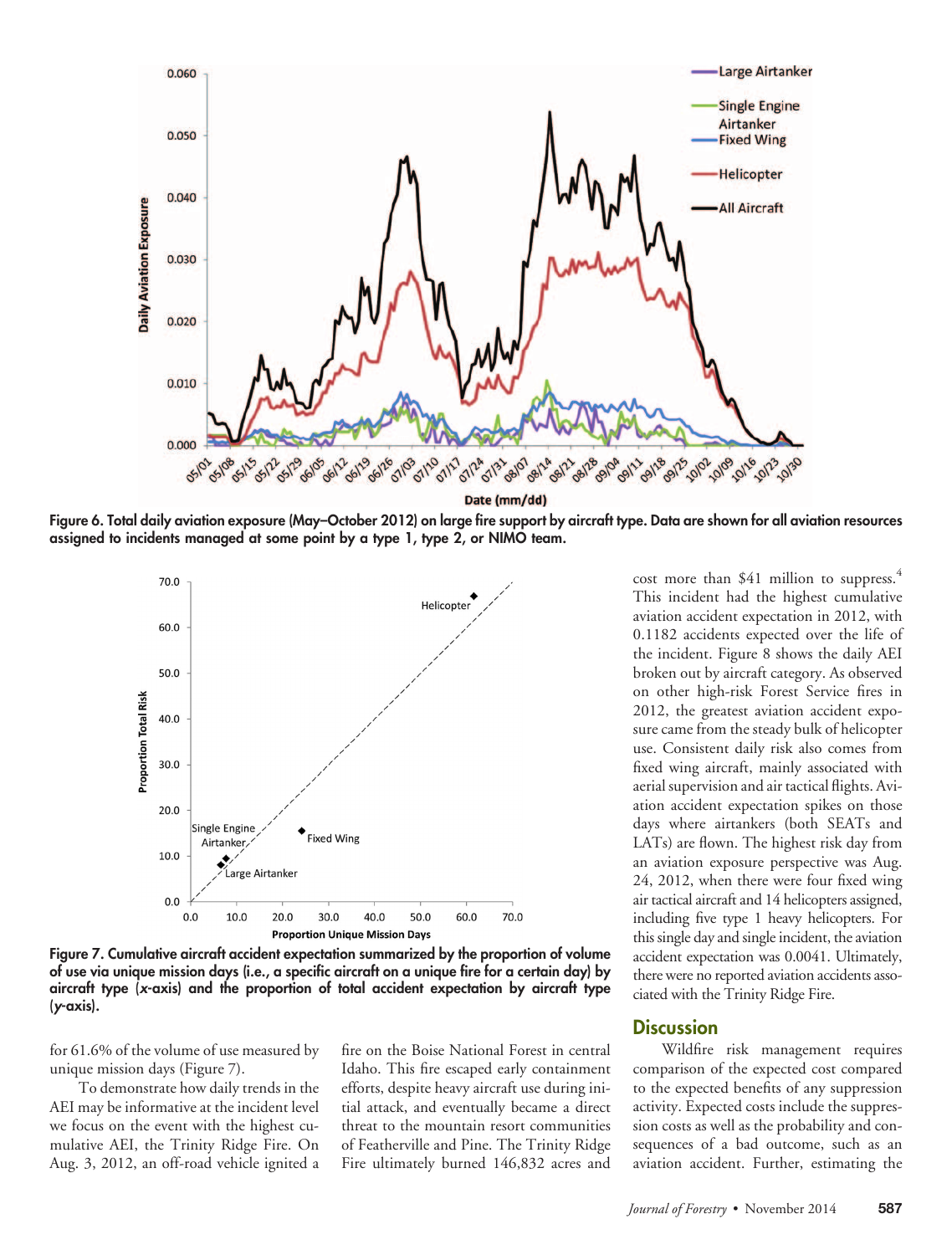Figure 6. Total daily aviation exposure (May–October 2012) on large fire support by aircraft type. Data are shown for all aviation resources assigned to incidents managed at some point by a type 1, type 2, or NIMO team.

Figure 7. Cumulative aircraft accident expectation summarized by the proportion of volume of use via unique mission days (i.e., a specific aircraft on a unique fire for a certain day) by aircraft type (*x*-axis) and the proportion of total accident expectation by aircraft type (*y*-axis).

for 61.6% of the volume of use measured by unique mission days (Figure 7).

To demonstrate how daily trends in the AEI may be informative at the incident level we focus on the event with the highest cumulative AEI, the Trinity Ridge Fire. On Aug. 3, 2012, an off-road vehicle ignited a fire on the Boise National Forest in central Idaho. This fire escaped early containment efforts, despite heavy aircraft use during initial attack, and eventually became a direct threat to the mountain resort communities of Featherville and Pine. The Trinity Ridge Fire ultimately burned 146,832 acres and cost more than $41 million to suppress.[4] This incident had the highest cumulative aviation accident expectation in 2012, with 0.1182 accidents expected over the life of the incident. Figure 8 shows the daily AEI broken out by aircraft category. As observed on other high-risk Forest Service fires in 2012, the greatest aviation accident exposure came from the steady bulk of helicopter use. Consistent daily risk also comes from fixed wing aircraft, mainly associated with aerial supervision and air tactical flights. Aviation accident expectation spikes on those days where airtankers (both SEATs and LATs) are flown. The highest risk day from an aviation exposure perspective was Aug. 24, 2012, when there were four fixed wing air tactical aircraft and 14 helicopters assigned, including five type 1 heavy helicopters. For this single day and single incident, the aviation accident expectation was 0.0041. Ultimately, there were no reported aviation accidents associated with the Trinity Ridge Fire.

## Discussion

Wildfire risk management requires comparison of the expected cost compared to the expected benefits of any suppression activity. Expected costs include the suppression costs as well as the probability and consequences of a bad outcome, such as an aviation accident. Further, estimating the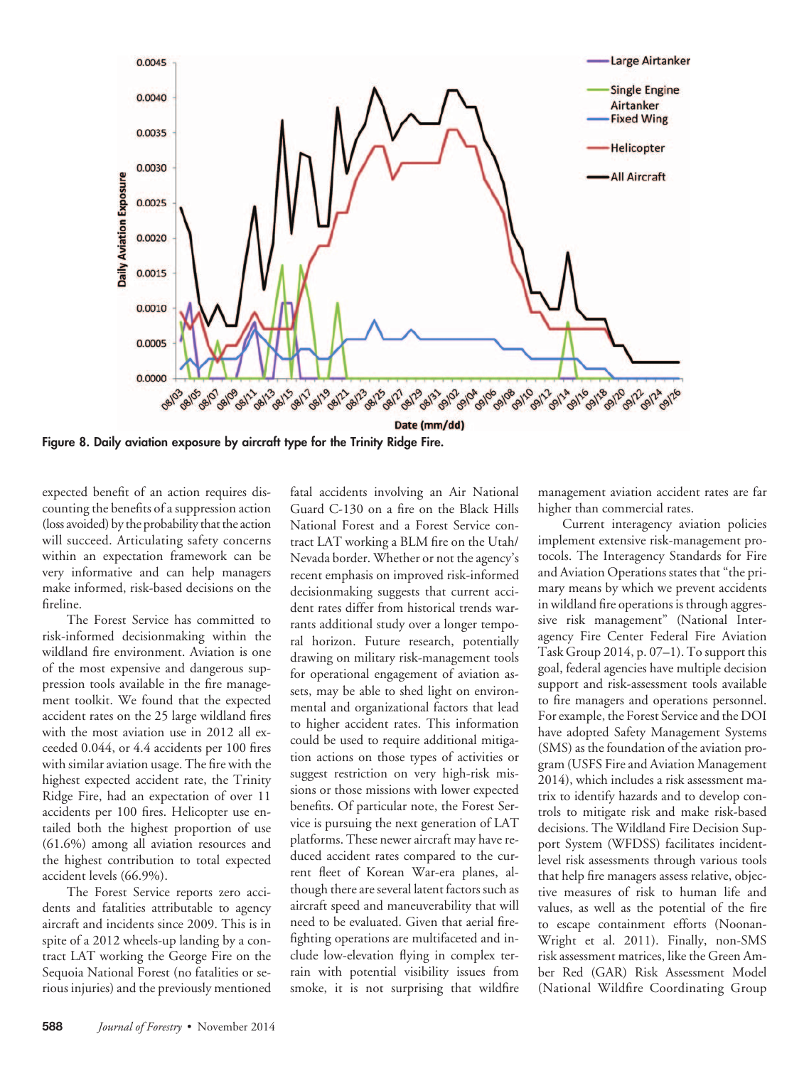Figure 8. Daily aviation exposure by aircraft type for the Trinity Ridge Fire.

expected benefit of an action requires discounting the benefits of a suppression action (loss avoided) by the probability that the action will succeed. Articulating safety concerns within an expectation framework can be very informative and can help managers make informed, risk-based decisions on the fireline.

The Forest Service has committed to risk-informed decisionmaking within the wildland fire environment. Aviation is one of the most expensive and dangerous suppression tools available in the fire management toolkit. We found that the expected accident rates on the 25 large wildland fires with the most aviation use in 2012 all exceeded 0.044, or 4.4 accidents per 100 fires with similar aviation usage. The fire with the highest expected accident rate, the Trinity Ridge Fire, had an expectation of over 11 accidents per 100 fires. Helicopter use entailed both the highest proportion of use (61.6%) among all aviation resources and the highest contribution to total expected accident levels (66.9%).

The Forest Service reports zero accidents and fatalities attributable to agency aircraft and incidents since 2009. This is in spite of a 2012 wheels-up landing by a contract LAT working the George Fire on the Sequoia National Forest (no fatalities or serious injuries) and the previously mentioned fatal accidents involving an Air National Guard C-130 on a fire on the Black Hills National Forest and a Forest Service contract LAT working a BLM fire on the Utah/Nevada border. Whether or not the agency's recent emphasis on improved risk-informed decisionmaking suggests that current accident rates differ from historical trends warrants additional study over a longer temporal horizon. Future research, potentially drawing on military risk-management tools for operational engagement of aviation assets, may be able to shed light on environmental and organizational factors that lead to higher accident rates. This information could be used to require additional mitigation actions on those types of activities or suggest restriction on very high-risk missions or those missions with lower expected benefits. Of particular note, the Forest Service is pursuing the next generation of LAT platforms. These newer aircraft may have reduced accident rates compared to the current fleet of Korean War-era planes, although there are several latent factors such as aircraft speed and maneuverability that will need to be evaluated. Given that aerial firefighting operations are multifaceted and include low-elevation flying in complex terrain with potential visibility issues from smoke, it is not surprising that wildfire management aviation accident rates are far higher than commercial rates.

Current interagency aviation policies implement extensive risk-management protocols. The Interagency Standards for Fire and Aviation Operations states that "the primary means by which we prevent accidents in wildland fire operations is through aggressive risk management" (National Interagency Fire Center Federal Fire Aviation Task Group 2014, p. 07–1). To support this goal, federal agencies have multiple decision support and risk-assessment tools available to fire managers and operations personnel. For example, the Forest Service and the DOI have adopted Safety Management Systems (SMS) as the foundation of the aviation program (USFS Fire and Aviation Management 2014), which includes a risk assessment matrix to identify hazards and to develop controls to mitigate risk and make risk-based decisions. The Wildland Fire Decision Support System (WFDSS) facilitates incident-level risk assessments through various tools that help fire managers assess relative, objective measures of risk to human life and values, as well as the potential of the fire to escape containment efforts (Noonan-Wright et al. 2011). Finally, non-SMS risk assessment matrices, like the Green Amber Red (GAR) Risk Assessment Model (National Wildfire Coordinating Group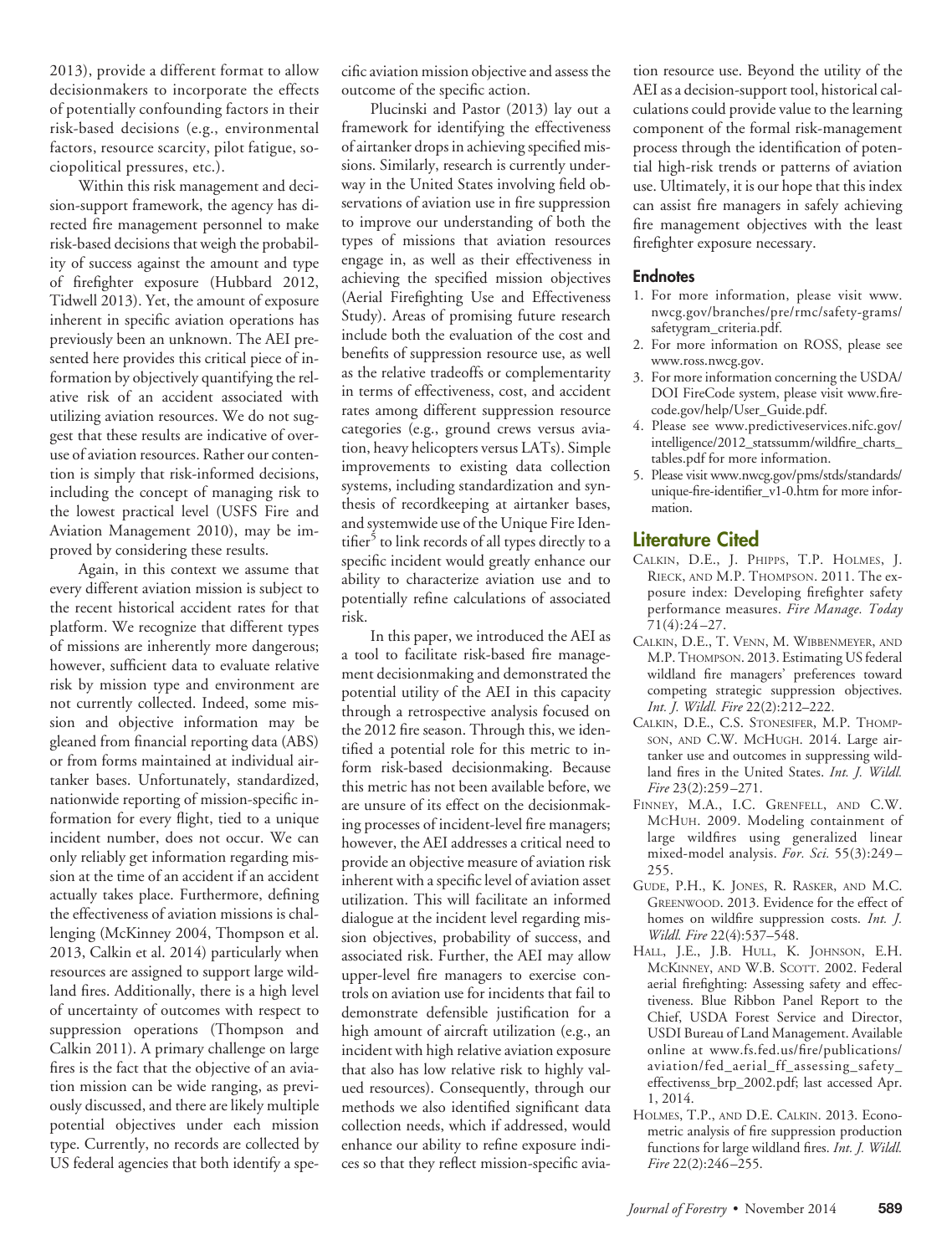2013), provide a different format to allow decisionmakers to incorporate the effects of potentially confounding factors in their risk-based decisions (e.g., environmental factors, resource scarcity, pilot fatigue, sociopolitical pressures, etc.).

Within this risk management and decision-support framework, the agency has directed fire management personnel to make risk-based decisions that weigh the probability of success against the amount and type of firefighter exposure (Hubbard 2012, Tidwell 2013). Yet, the amount of exposure inherent in specific aviation operations has previously been an unknown. The AEI presented here provides this critical piece of information by objectively quantifying the relative risk of an accident associated with utilizing aviation resources. We do not suggest that these results are indicative of overuse of aviation resources. Rather our contention is simply that risk-informed decisions, including the concept of managing risk to the lowest practical level (USFS Fire and Aviation Management 2010), may be improved by considering these results.

Again, in this context we assume that every different aviation mission is subject to the recent historical accident rates for that platform. We recognize that different types of missions are inherently more dangerous; however, sufficient data to evaluate relative risk by mission type and environment are not currently collected. Indeed, some mission and objective information may be gleaned from financial reporting data (ABS) or from forms maintained at individual airtanker bases. Unfortunately, standardized, nationwide reporting of mission-specific information for every flight, tied to a unique incident number, does not occur. We can only reliably get information regarding mission at the time of an accident if an accident actually takes place. Furthermore, defining the effectiveness of aviation missions is challenging (McKinney 2004, Thompson et al. 2013, Calkin et al. 2014) particularly when resources are assigned to support large wildland fires. Additionally, there is a high level of uncertainty of outcomes with respect to suppression operations (Thompson and Calkin 2011). A primary challenge on large fires is the fact that the objective of an aviation mission can be wide ranging, as previously discussed, and there are likely multiple potential objectives under each mission type. Currently, no records are collected by US federal agencies that both identify a specific aviation mission objective and assess the outcome of the specific action.

Plucinski and Pastor (2013) lay out a framework for identifying the effectiveness of airtanker drops in achieving specified missions. Similarly, research is currently underway in the United States involving field observations of aviation use in fire suppression to improve our understanding of both the types of missions that aviation resources engage in, as well as their effectiveness in achieving the specified mission objectives (Aerial Firefighting Use and Effectiveness Study). Areas of promising future research include both the evaluation of the cost and benefits of suppression resource use, as well as the relative tradeoffs or complementarity in terms of effectiveness, cost, and accident rates among different suppression resource categories (e.g., ground crews versus aviation, heavy helicopters versus LATs). Simple improvements to existing data collection systems, including standardization and synthesis of recordkeeping at airtanker bases, and systemwide use of the Unique Fire Identifier[5] to link records of all types directly to a specific incident would greatly enhance our ability to characterize aviation use and to potentially refine calculations of associated risk.

In this paper, we introduced the AEI as a tool to facilitate risk-based fire management decisionmaking and demonstrated the potential utility of the AEI in this capacity through a retrospective analysis focused on the 2012 fire season. Through this, we identified a potential role for this metric to inform risk-based decisionmaking. Because this metric has not been available before, we are unsure of its effect on the decisionmaking processes of incident-level fire managers; however, the AEI addresses a critical need to provide an objective measure of aviation risk inherent with a specific level of aviation asset utilization. This will facilitate an informed dialogue at the incident level regarding mission objectives, probability of success, and associated risk. Further, the AEI may allow upper-level fire managers to exercise controls on aviation use for incidents that fail to demonstrate defensible justification for a high amount of aircraft utilization (e.g., an incident with high relative aviation exposure that also has low relative risk to highly valued resources). Consequently, through our methods we also identified significant data collection needs, which if addressed, would enhance our ability to refine exposure indices so that they reflect mission-specific aviation resource use. Beyond the utility of the AEI as a decision-support tool, historical calculations could provide value to the learning component of the formal risk-management process through the identification of potential high-risk trends or patterns of aviation use. Ultimately, it is our hope that this index can assist fire managers in safely achieving fire management objectives with the least firefighter exposure necessary.

### Endnotes

1. For more information, please visit www.nwcg.gov/branches/pre/rmc/safety-grams/safetygram_criteria.pdf.
2. For more information on ROSS, please see www.ross.nwcg.gov.
3. For more information concerning the USDA/DOI FireCode system, please visit www.firecode.gov/help/User_Guide.pdf.
4. Please see www.predictiveservices.nifc.gov/intelligence/2012_statssumm/wildfire_charts_tables.pdf for more information.
5. Please visit www.nwcg.gov/pms/stds/standards/unique-fire-identifier_v1-0.htm for more information.

## Literature Cited

Calkin, D.E., J. Phipps, T.P. Holmes, J. Rieck, and M.P. Thompson. 2011. The exposure index: Developing firefighter safety performance measures. *Fire Manage. Today* 71(4):24–27.

Calkin, D.E., T. Venn, M. Wibbenmeyer, and M.P. Thompson. 2013. Estimating US federal wildland fire managers' preferences toward competing strategic suppression objectives. *Int. J. Wildl. Fire* 22(2):212–222.

Calkin, D.E., C.S. Stonesifer, M.P. Thompson, and C.W. McHugh. 2014. Large airtanker use and outcomes in suppressing wildland fires in the United States. *Int. J. Wildl. Fire* 23(2):259–271.

Finney, M.A., I.C. Grenfell, and C.W. McHuh. 2009. Modeling containment of large wildfires using generalized linear mixed-model analysis. *For. Sci.* 55(3):249–255.

Gude, P.H., K. Jones, R. Rasker, and M.C. Greenwood. 2013. Evidence for the effect of homes on wildfire suppression costs. *Int. J. Wildl. Fire* 22(4):537–548.

Hall, J.E., J.B. Hull, K. Johnson, E.H. McKinney, and W.B. Scott. 2002. Federal aerial firefighting: Assessing safety and effectiveness. Blue Ribbon Panel Report to the Chief, USDA Forest Service and Director, USDI Bureau of Land Management. Available online at www.fs.fed.us/fire/publications/aviation/fed_aerial_ff_assessing_safety_effectivenss_brp_2002.pdf; last accessed Apr. 1, 2014.

Holmes, T.P., and D.E. Calkin. 2013. Econometric analysis of fire suppression production functions for large wildland fires. *Int. J. Wildl. Fire* 22(2):246–255.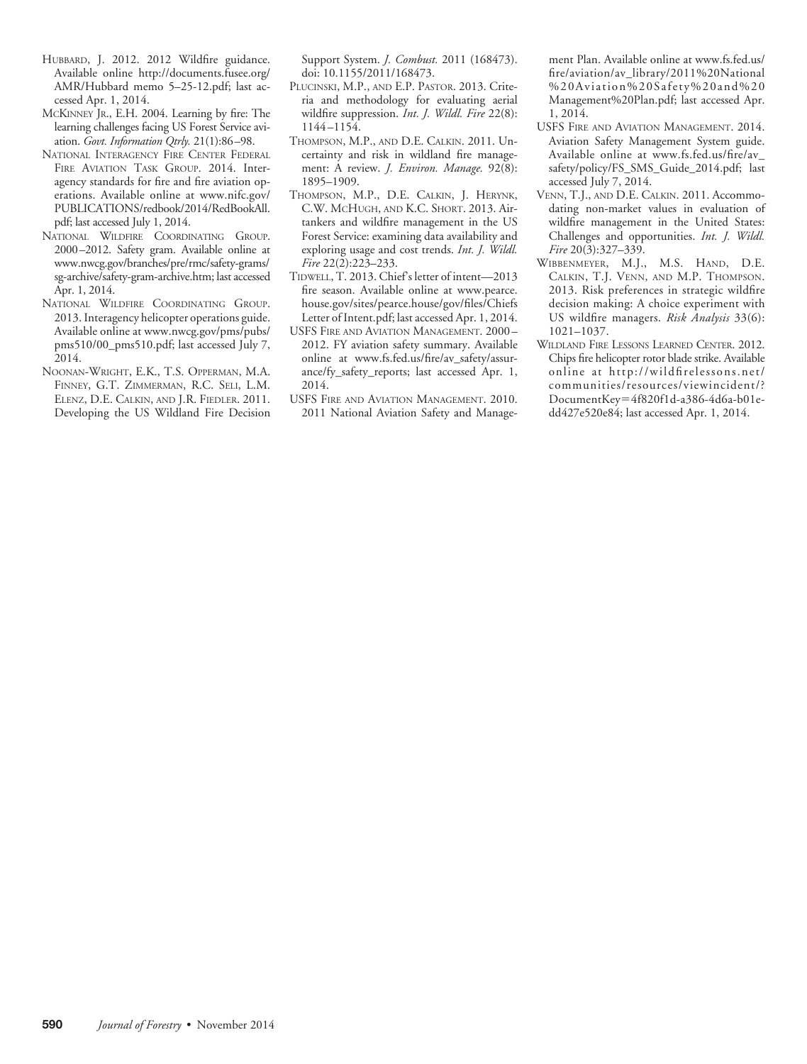HUBBARD, J. 2012. 2012 Wildfire guidance. Available online http://documents.fusee.org/AMR/Hubbard memo 5–25-12.pdf; last accessed Apr. 1, 2014.

MCKINNEY JR., E.H. 2004. Learning by fire: The learning challenges facing US Forest Service aviation. *Govt. Information Qtrly.* 21(1):86–98.

NATIONAL INTERAGENCY FIRE CENTER FEDERAL FIRE AVIATION TASK GROUP. 2014. Interagency standards for fire and fire aviation operations. Available online at www.nifc.gov/PUBLICATIONS/redbook/2014/RedBookAll.pdf; last accessed July 1, 2014.

NATIONAL WILDFIRE COORDINATING GROUP. 2000–2012. Safety gram. Available online at www.nwcg.gov/branches/pre/rmc/safety-grams/sg-archive/safety-gram-archive.htm; last accessed Apr. 1, 2014.

NATIONAL WILDFIRE COORDINATING GROUP. 2013. Interagency helicopter operations guide. Available online at www.nwcg.gov/pms/pubs/pms510/00_pms510.pdf; last accessed July 7, 2014.

NOONAN-WRIGHT, E.K., T.S. OPPERMAN, M.A. FINNEY, G.T. ZIMMERMAN, R.C. SELI, L.M. ELENZ, D.E. CALKIN, AND J.R. FIEDLER. 2011. Developing the US Wildland Fire Decision Support System. *J. Combust.* 2011 (168473). doi: 10.1155/2011/168473.

PLUCINSKI, M.P., AND E.P. PASTOR. 2013. Criteria and methodology for evaluating aerial wildfire suppression. *Int. J. Wildl. Fire* 22(8): 1144–1154.

THOMPSON, M.P., AND D.E. CALKIN. 2011. Uncertainty and risk in wildland fire management: A review. *J. Environ. Manage.* 92(8): 1895–1909.

THOMPSON, M.P., D.E. CALKIN, J. HERYNK, C.W. MCHUGH, AND K.C. SHORT. 2013. Airtankers and wildfire management in the US Forest Service: examining data availability and exploring usage and cost trends. *Int. J. Wildl. Fire* 22(2):223–233.

TIDWELL, T. 2013. Chief's letter of intent—2013 fire season. Available online at www.pearce.house.gov/sites/pearce.house/gov/files/Chiefs Letter of Intent.pdf; last accessed Apr. 1, 2014.

USFS FIRE AND AVIATION MANAGEMENT. 2000–2012. FY aviation safety summary. Available online at www.fs.fed.us/fire/av_safety/assurance/fy_safety_reports; last accessed Apr. 1, 2014.

USFS FIRE AND AVIATION MANAGEMENT. 2010. 2011 National Aviation Safety and Management Plan. Available online at www.fs.fed.us/fire/aviation/av_library/2011%20National%20Aviation%20Safety%20and%20Management%20Plan.pdf; last accessed Apr. 1, 2014.

USFS FIRE AND AVIATION MANAGEMENT. 2014. Aviation Safety Management System guide. Available online at www.fs.fed.us/fire/av_safety/policy/FS_SMS_Guide_2014.pdf; last accessed July 7, 2014.

VENN, T.J., AND D.E. CALKIN. 2011. Accommodating non-market values in evaluation of wildfire management in the United States: Challenges and opportunities. *Int. J. Wildl. Fire* 20(3):327–339.

WIBBENMEYER, M.J., M.S. HAND, D.E. CALKIN, T.J. VENN, AND M.P. THOMPSON. 2013. Risk preferences in strategic wildfire decision making: A choice experiment with US wildfire managers. *Risk Analysis* 33(6): 1021–1037.

WILDLAND FIRE LESSONS LEARNED CENTER. 2012. Chips fire helicopter rotor blade strike. Available online at http://wildfirelessons.net/communities/resources/viewincident/?DocumentKey=4f820f1d-a386-4d6a-b01e-dd427e520e84; last accessed Apr. 1, 2014.